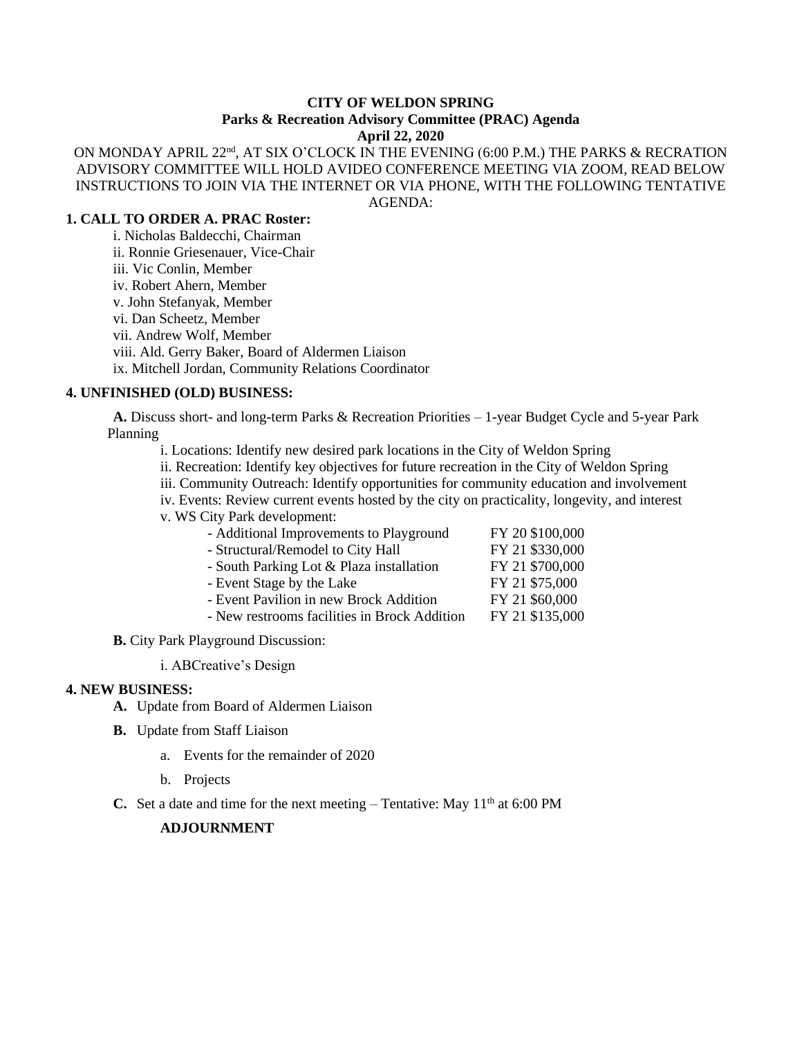**CITY OF WELDON SPRING**
**Parks & Recreation Advisory Committee (PRAC) Agenda**
**April 22, 2020**

ON MONDAY APRIL 22nd, AT SIX O'CLOCK IN THE EVENING (6:00 P.M.) THE PARKS & RECRATION ADVISORY COMMITTEE WILL HOLD AVIDEO CONFERENCE MEETING VIA ZOOM, READ BELOW INSTRUCTIONS TO JOIN VIA THE INTERNET OR VIA PHONE, WITH THE FOLLOWING TENTATIVE AGENDA:

**1. CALL TO ORDER A. PRAC Roster:**

i. Nicholas Baldecchi, Chairman
ii. Ronnie Griesenauer, Vice-Chair
iii. Vic Conlin, Member
iv. Robert Ahern, Member
v. John Stefanyak, Member
vi. Dan Scheetz, Member
vii. Andrew Wolf, Member
viii. Ald. Gerry Baker, Board of Aldermen Liaison
ix. Mitchell Jordan, Community Relations Coordinator

**4. UNFINISHED (OLD) BUSINESS:**

**A.** Discuss short- and long-term Parks & Recreation Priorities – 1-year Budget Cycle and 5-year Park Planning

i. Locations: Identify new desired park locations in the City of Weldon Spring
ii. Recreation: Identify key objectives for future recreation in the City of Weldon Spring
iii. Community Outreach: Identify opportunities for community education and involvement
iv. Events: Review current events hosted by the city on practicality, longevity, and interest
v. WS City Park development:

| | |
|---|---|
| - Additional Improvements to Playground | FY 20 $100,000 |
| - Structural/Remodel to City Hall | FY 21 $330,000 |
| - South Parking Lot & Plaza installation | FY 21 $700,000 |
| - Event Stage by the Lake | FY 21 $75,000 |
| - Event Pavilion in new Brock Addition | FY 21 $60,000 |
| - New restrooms facilities in Brock Addition | FY 21 $135,000 |

**B.** City Park Playground Discussion:

i. ABCreative's Design

**4. NEW BUSINESS:**

**A.** Update from Board of Aldermen Liaison

**B.** Update from Staff Liaison

a. Events for the remainder of 2020

b. Projects

**C.** Set a date and time for the next meeting – Tentative: May 11th at 6:00 PM

**ADJOURNMENT**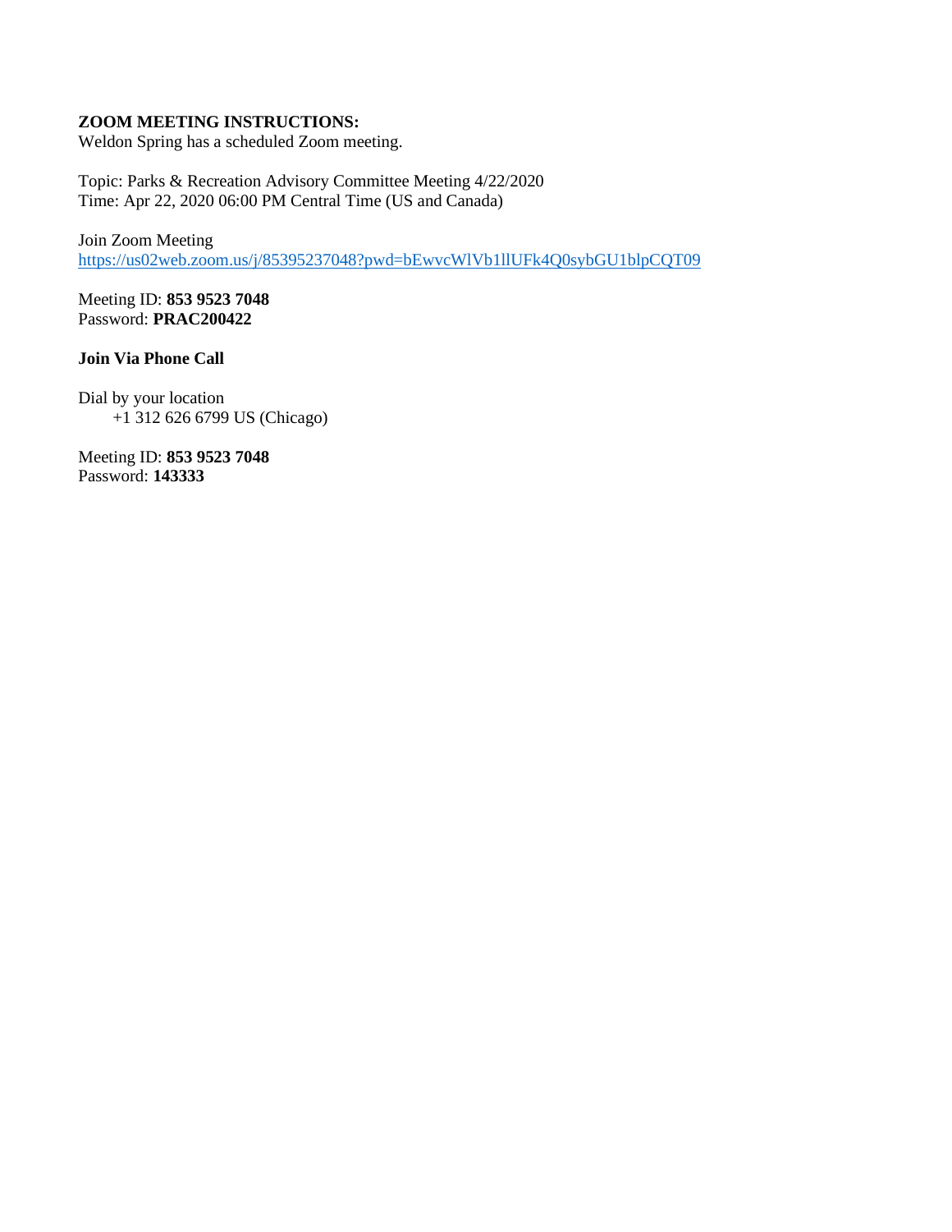**ZOOM MEETING INSTRUCTIONS:**
Weldon Spring has a scheduled Zoom meeting.

Topic: Parks & Recreation Advisory Committee Meeting 4/22/2020
Time: Apr 22, 2020 06:00 PM Central Time (US and Canada)

Join Zoom Meeting
https://us02web.zoom.us/j/85395237048?pwd=bEwvcWlVb1llUFk4Q0sybGU1blpCQT09

Meeting ID: **853 9523 7048**
Password: **PRAC200422**

**Join Via Phone Call**

Dial by your location
+1 312 626 6799 US (Chicago)

Meeting ID: **853 9523 7048**
Password: **143333**